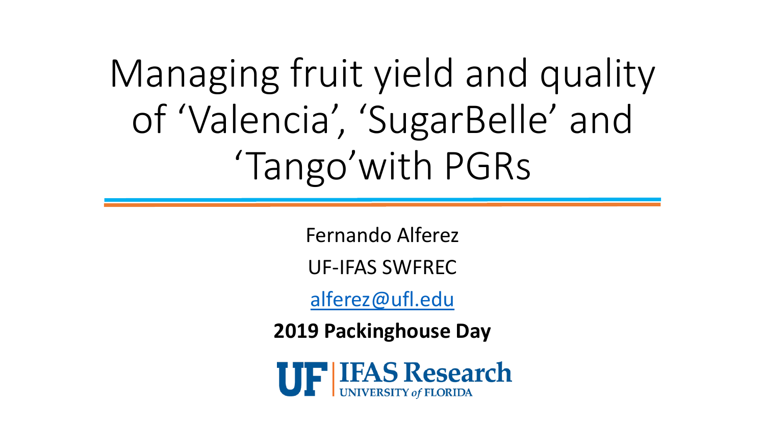# Managing fruit yield and quality of 'Valencia', 'SugarBelle' and 'Tango'with PGRs

Fernando Alferez

UF-IFAS SWFREC

alferez@ufl.edu

**2019 Packinghouse Day**

UF | IFAS Research
UNIVERSITY of FLORIDA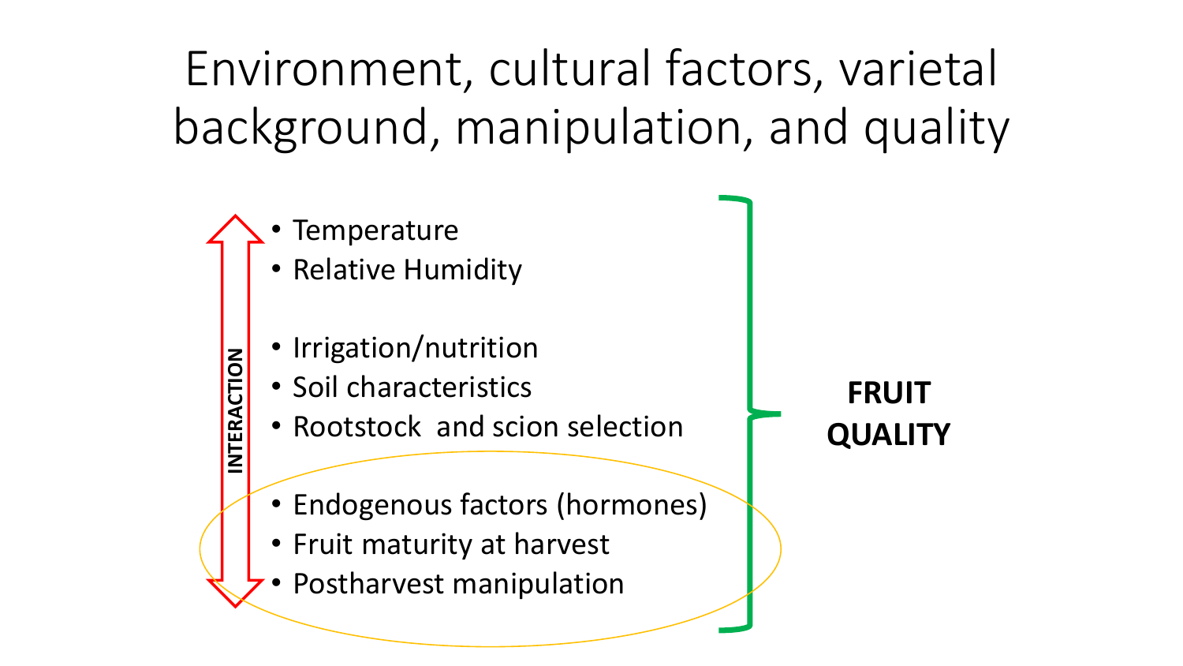# Environment, cultural factors, varietal background, manipulation, and quality

INTERACTION

- Temperature
- Relative Humidity

- Irrigation/nutrition
- Soil characteristics
- Rootstock and scion selection

- Endogenous factors (hormones)
- Fruit maturity at harvest
- Postharvest manipulation

**FRUIT QUALITY**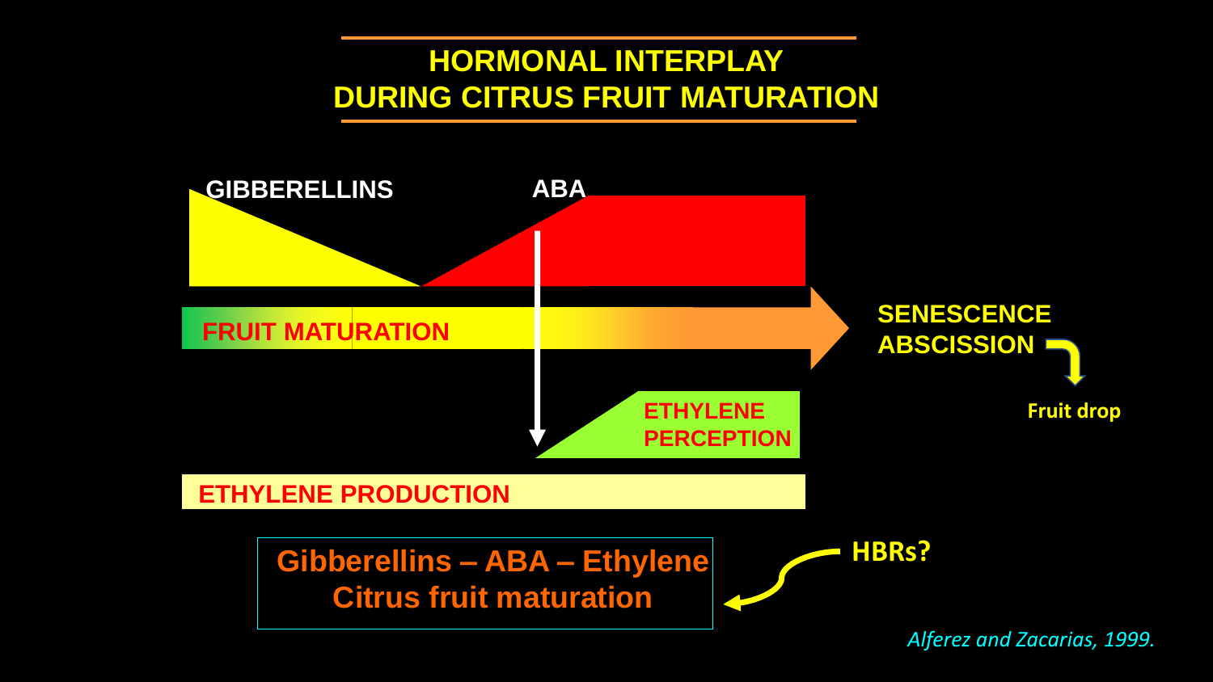# HORMONAL INTERPLAY DURING CITRUS FRUIT MATURATION

GIBBERELLINS

ABA

FRUIT MATURATION

SENESCENCE
ABSCISSION

Fruit drop

ETHYLENE PERCEPTION

ETHYLENE PRODUCTION

**Gibberellins – ABA – Ethylene**
**Citrus fruit maturation**

HBRs?

*Alferez and Zacarias, 1999.*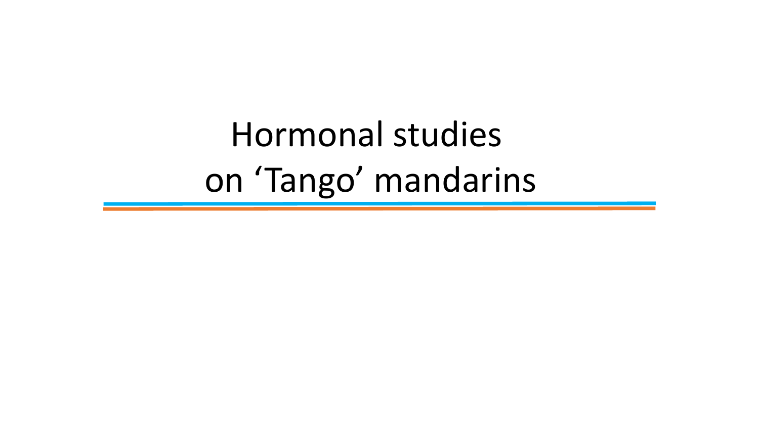# Hormonal studies on ‘Tango’ mandarins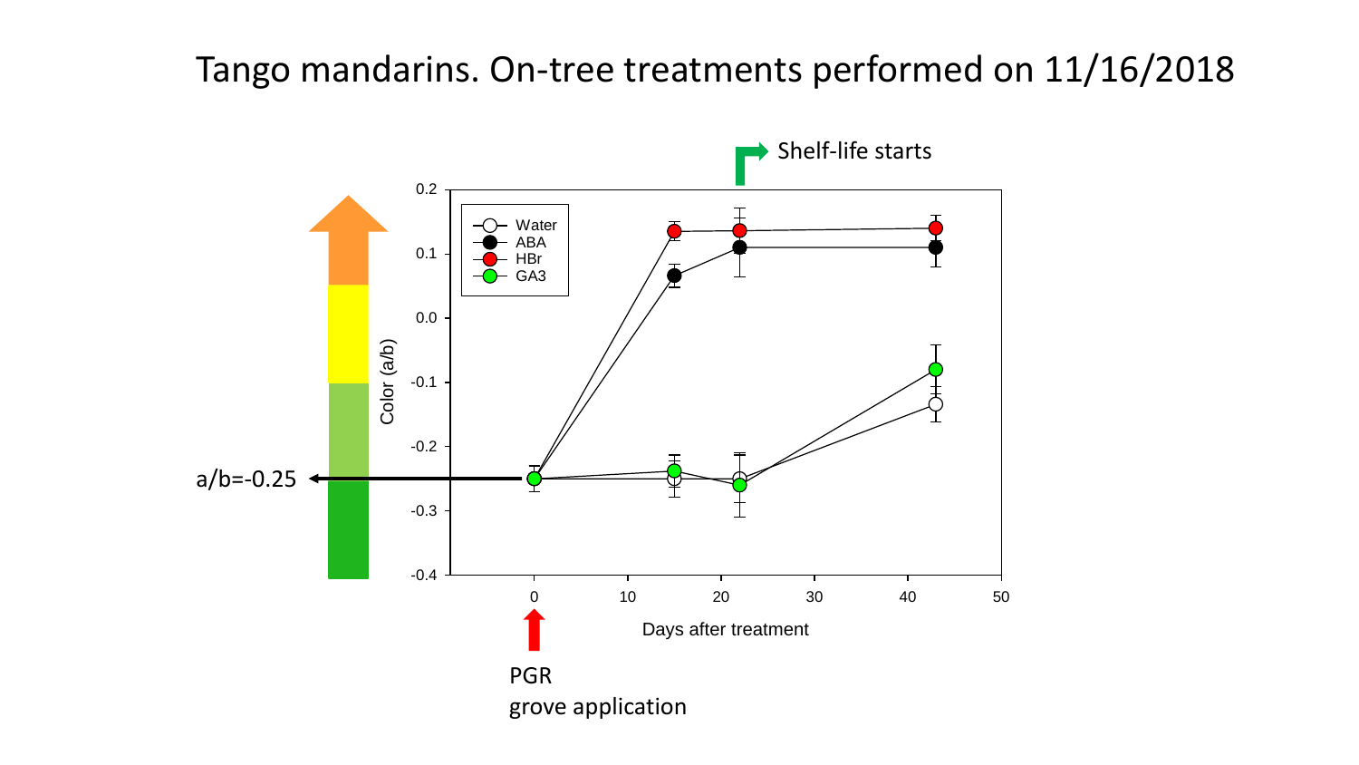# Tango mandarins. On-tree treatments performed on 11/16/2018

Shelf-life starts

Color (a/b)

Water
ABA
HBr
GA3

a/b=-0.25

Days after treatment

PGR
grove application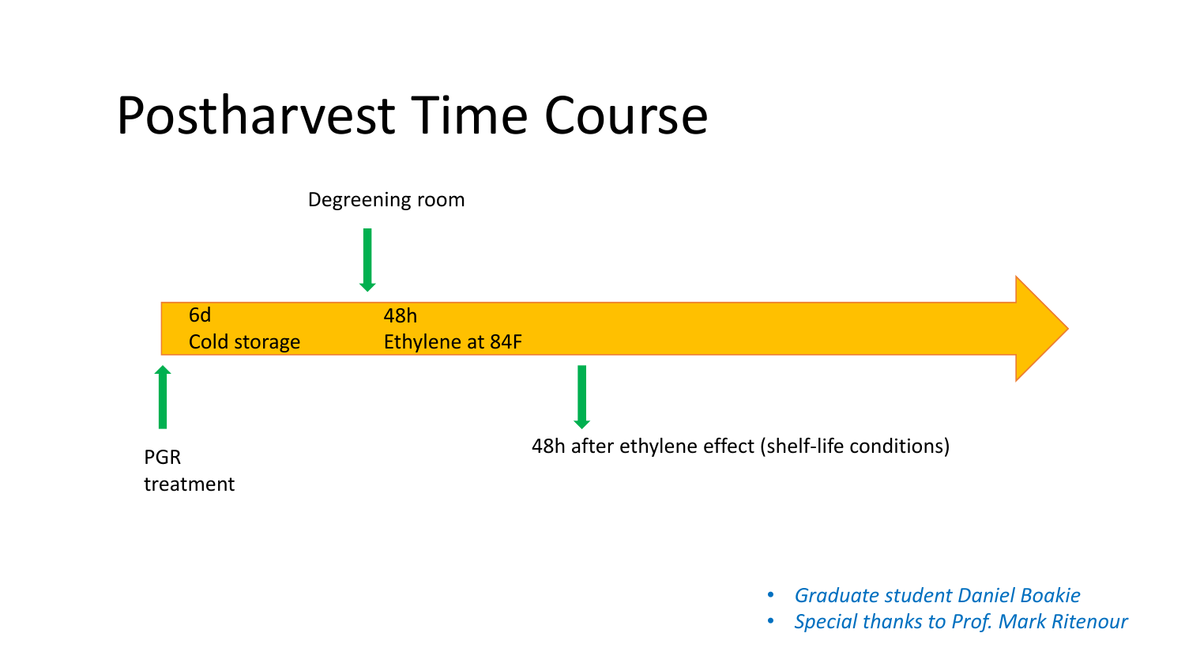# Postharvest Time Course

Degreening room

6d
Cold storage

48h
Ethylene at 84F

PGR
treatment

48h after ethylene effect (shelf-life conditions)

- *Graduate student Daniel Boakie*
- *Special thanks to Prof. Mark Ritenour*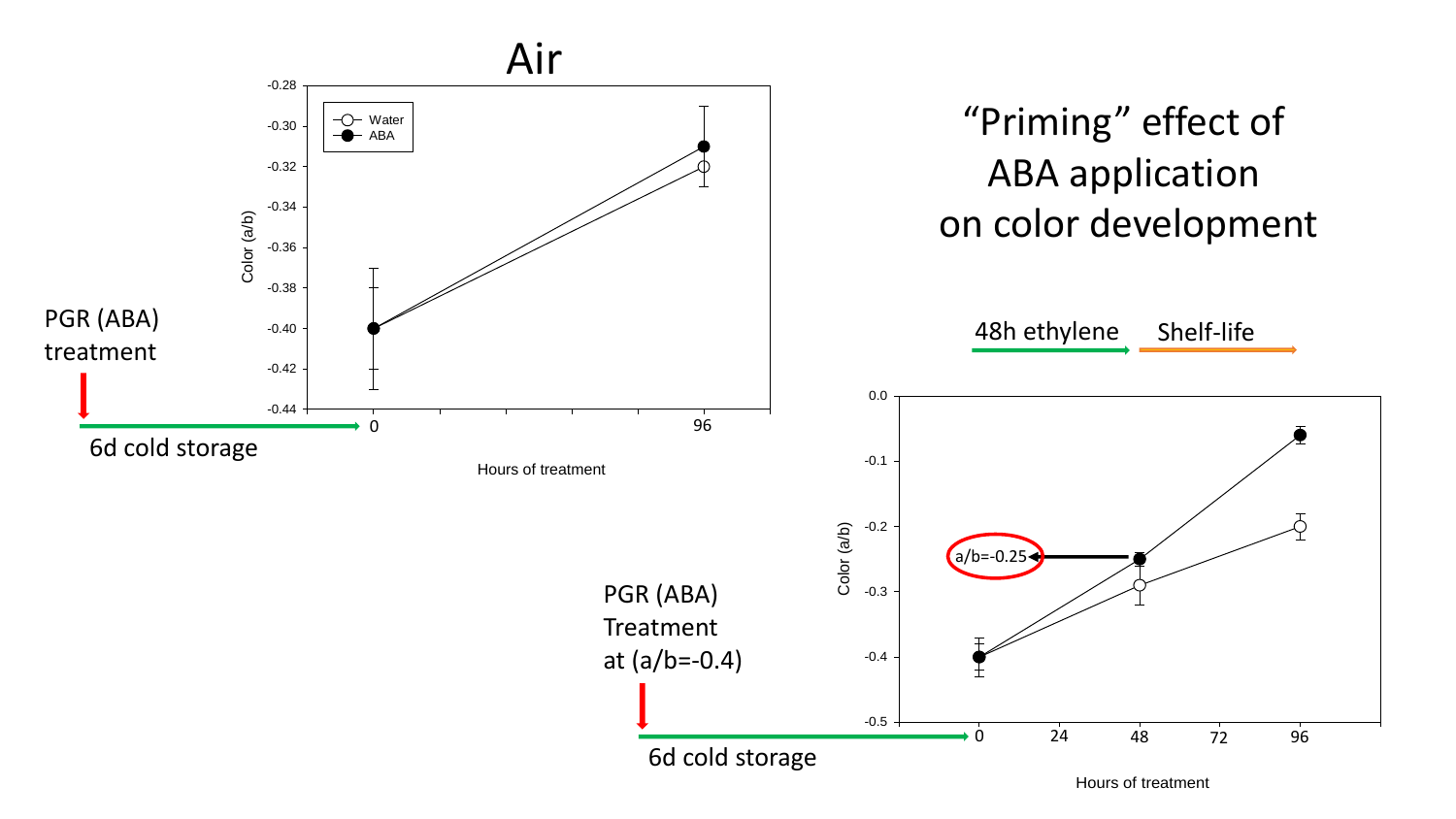# "Priming" effect of ABA application on color development

## Air

PGR (ABA) treatment

6d cold storage

Color (a/b)

Water
ABA

Hours of treatment

0 96

48h ethylene

Shelf-life

PGR (ABA) Treatment at (a/b=-0.4)

6d cold storage

a/b=-0.25

Color (a/b)

Hours of treatment

0 24 48 72 96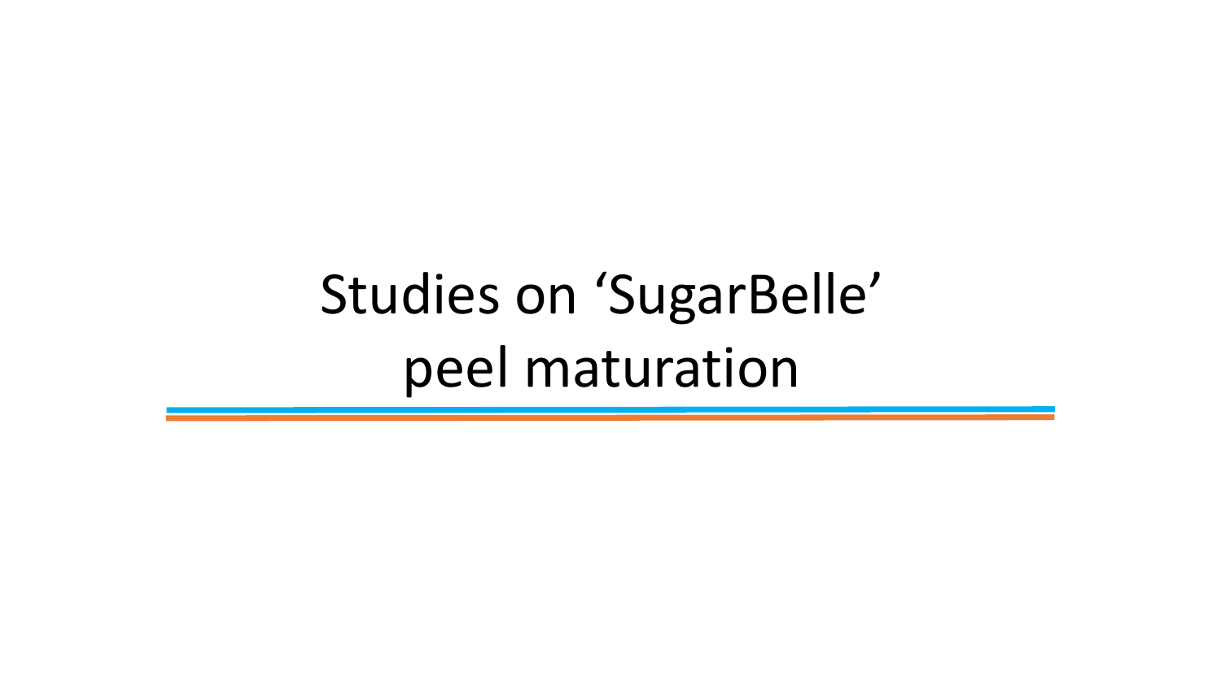# Studies on ‘SugarBelle’ peel maturation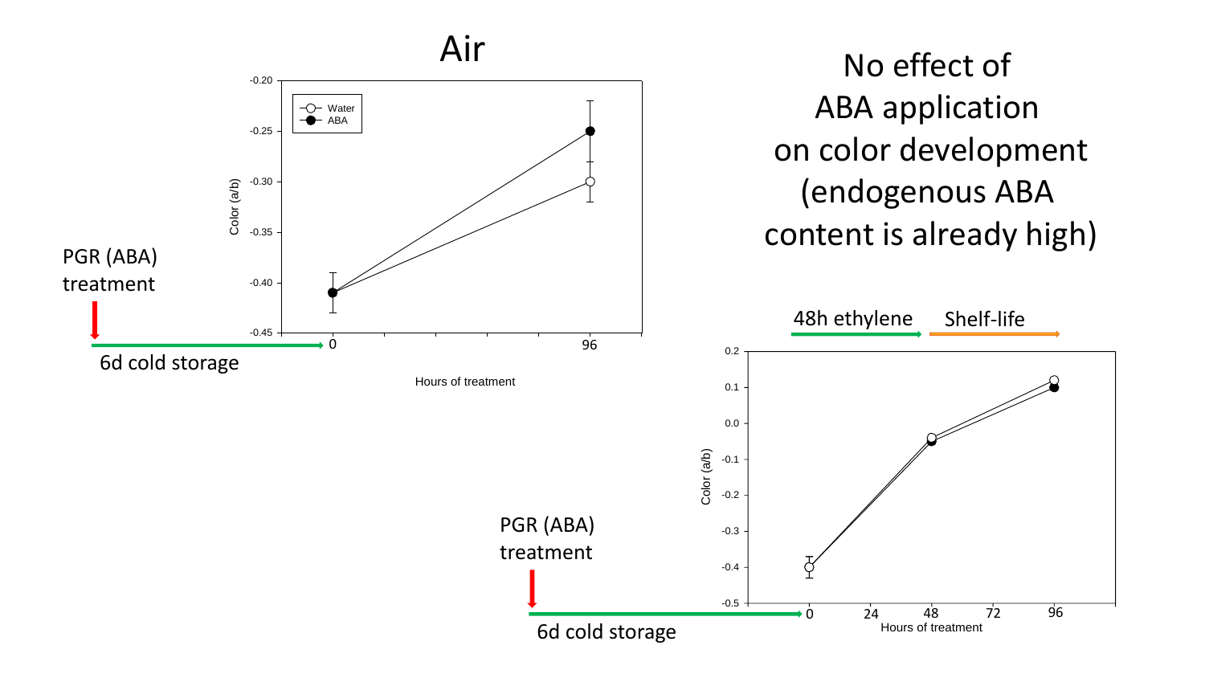# Air

No effect of ABA application on color development (endogenous ABA content is already high)

PGR (ABA) treatment

6d cold storage

Color (a/b)

Hours of treatment

Water

ABA

48h ethylene

Shelf-life

PGR (ABA) treatment

6d cold storage

Color (a/b)

Hours of treatment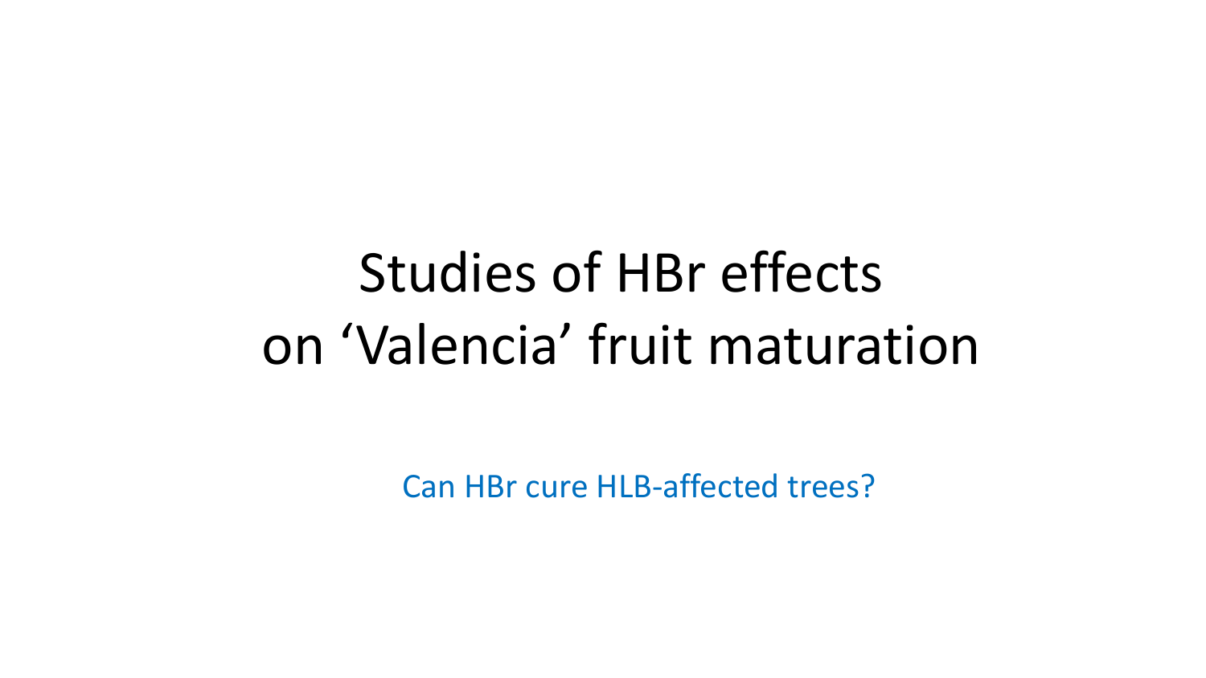# Studies of HBr effects on ‘Valencia’ fruit maturation

Can HBr cure HLB-affected trees?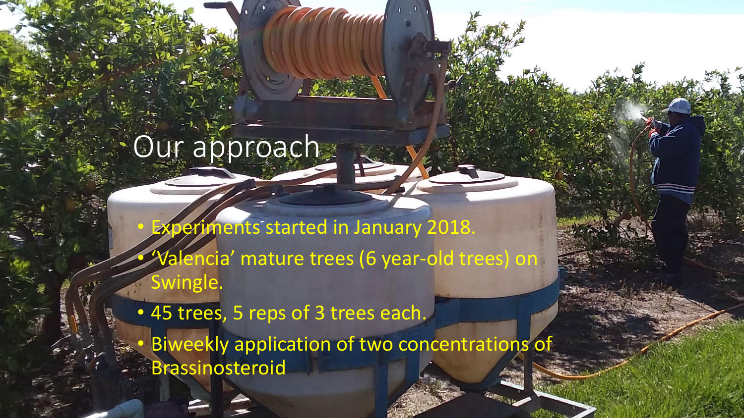# Our approach

- Experiments started in January 2018.
- ‘Valencia’ mature trees (6 year-old trees) on Swingle.
- 45 trees, 5 reps of 3 trees each.
- Biweekly application of two concentrations of Brassinosteroid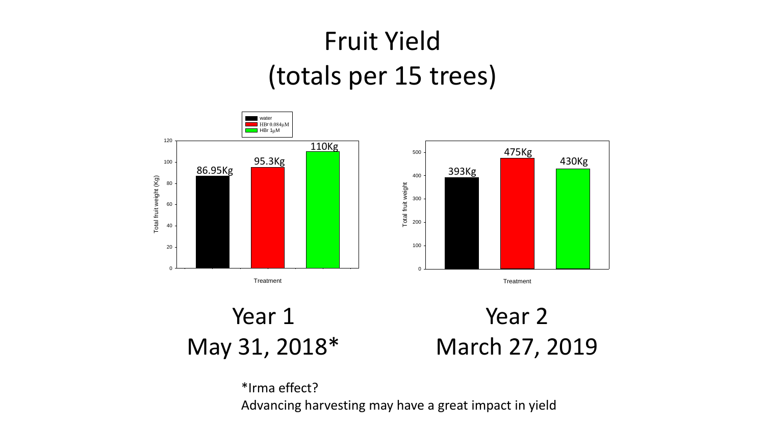# Fruit Yield
# (totals per 15 trees)

| Treatment | Year 1 – Total fruit weight (Kg) | Year 2 – Total fruit weight |
|---|---|---|
| water | 86.95Kg | 393Kg |
| HBr 0.084μM | 95.3Kg | 475Kg |
| HBr 1μM | 110Kg | 430Kg |

Year 1
May 31, 2018*

Year 2
March 27, 2019

*Irma effect?
Advancing harvesting may have a great impact in yield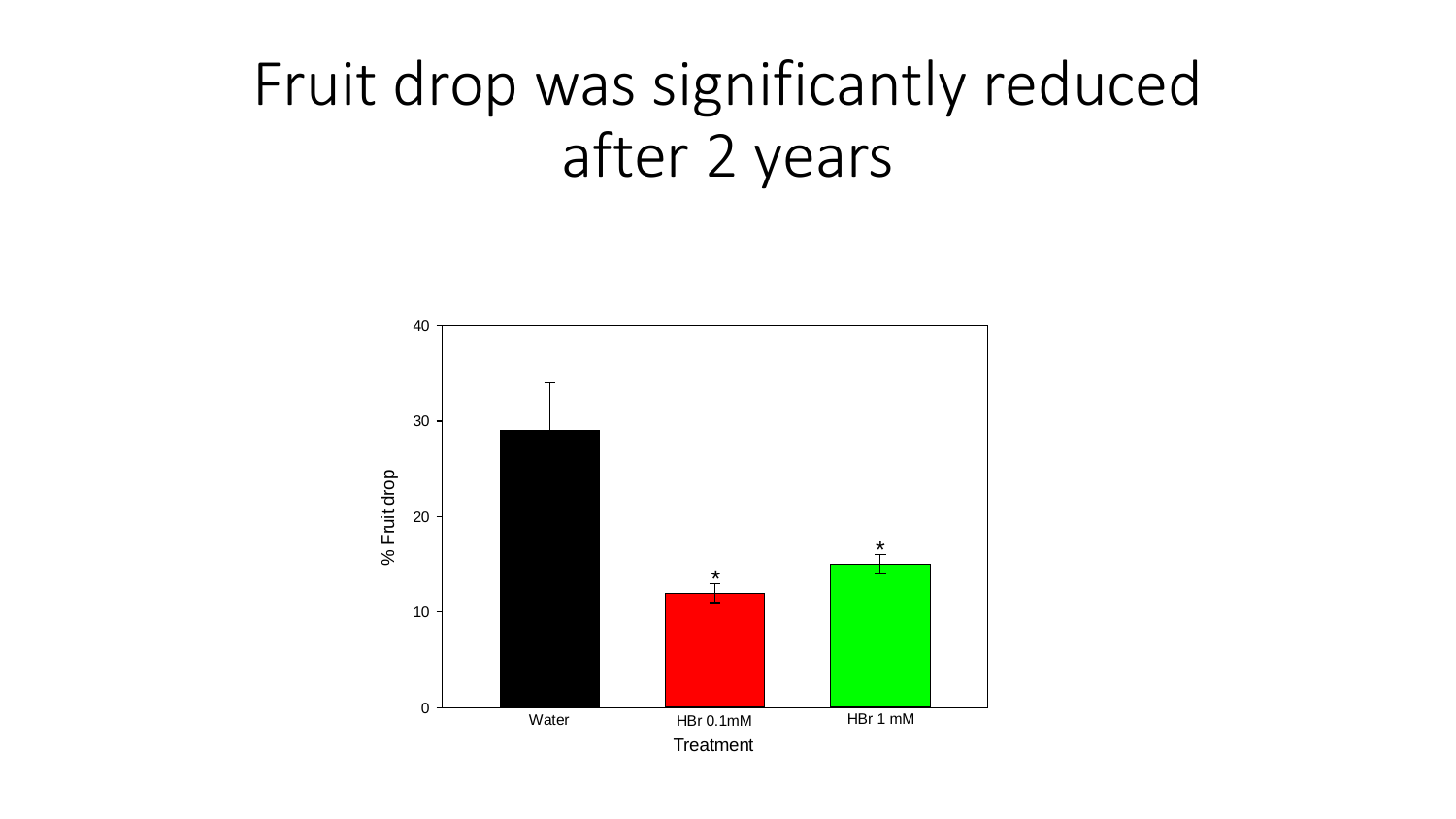# Fruit drop was significantly reduced after 2 years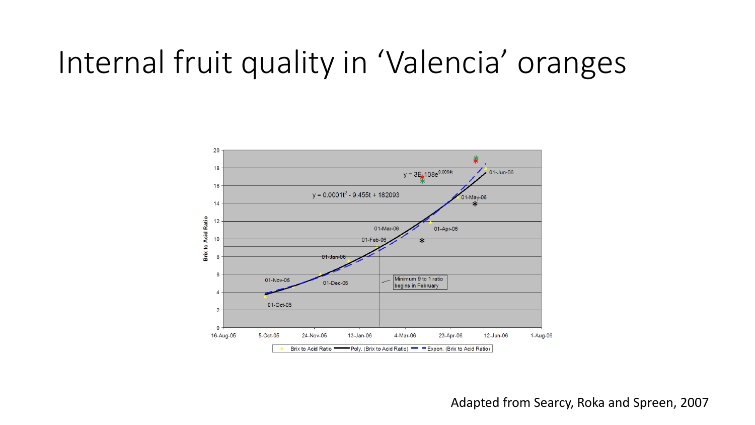# Internal fruit quality in 'Valencia' oranges

Adapted from Searcy, Roka and Spreen, 2007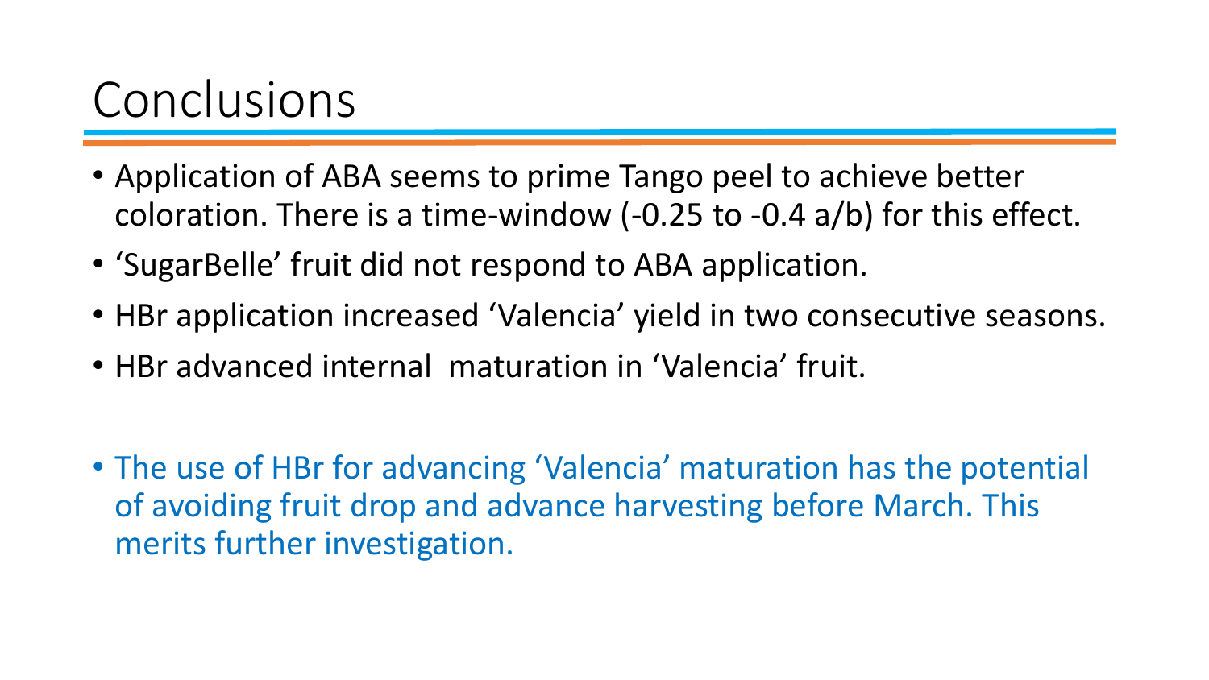# Conclusions

- Application of ABA seems to prime Tango peel to achieve better coloration. There is a time-window (-0.25 to -0.4 a/b) for this effect.
- ‘SugarBelle’ fruit did not respond to ABA application.
- HBr application increased ‘Valencia’ yield in two consecutive seasons.
- HBr advanced internal maturation in ‘Valencia’ fruit.

- The use of HBr for advancing ‘Valencia’ maturation has the potential of avoiding fruit drop and advance harvesting before March. This merits further investigation.